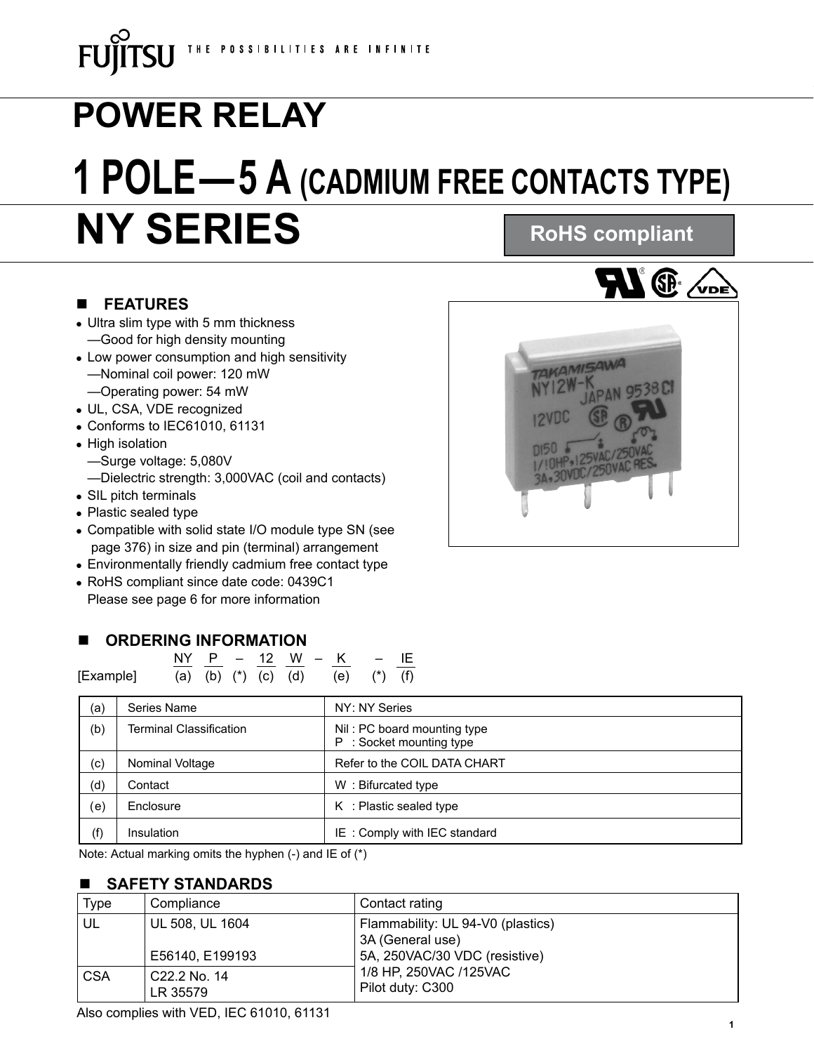# POWER RELAY

# 1 POLE—5 A (CADMIUM FREE CONTACTS TYPE)

# NY SERIES

**RoHS compliant**

## ■ FEATURES

- Ultra slim type with 5 mm thickness
  —Good for high density mounting
- Low power consumption and high sensitivity
  —Nominal coil power: 120 mW
  —Operating power: 54 mW
- UL, CSA, VDE recognized
- Conforms to IEC61010, 61131
- High isolation
  —Surge voltage: 5,080V
  —Dielectric strength: 3,000VAC (coil and contacts)
- SIL pitch terminals
- Plastic sealed type
- Compatible with solid state I/O module type SN (see page 376) in size and pin (terminal) arrangement
- Environmentally friendly cadmium free contact type
- RoHS compliant since date code: 0439C1
  Please see page 6 for more information

## ■ ORDERING INFORMATION

| [Example] | NY | P | – | 12 | W | – | K | – | IE |
|---|---|---|---|---|---|---|---|---|---|
| | (a) | (b) | (*) | (c) | (d) | | (e) | (*) | (f) |

| | | |
|---|---|---|
| (a) | Series Name | NY: NY Series |
| (b) | Terminal Classification | Nil : PC board mounting type<br>P : Socket mounting type |
| (c) | Nominal Voltage | Refer to the COIL DATA CHART |
| (d) | Contact | W : Bifurcated type |
| (e) | Enclosure | K : Plastic sealed type |
| (f) | Insulation | IE : Comply with IEC standard |

Note: Actual marking omits the hyphen (-) and IE of (*)

## ■ SAFETY STANDARDS

| Type | Compliance | Contact rating |
|---|---|---|
| UL | UL 508, UL 1604<br><br>E56140, E199193 | Flammability: UL 94-V0 (plastics)<br>3A (General use)<br>5A, 250VAC/30 VDC (resistive)<br>1/8 HP, 250VAC /125VAC<br>Pilot duty: C300 |
| CSA | C22.2 No. 14<br>LR 35579 | |

Also complies with VED, IEC 61010, 61131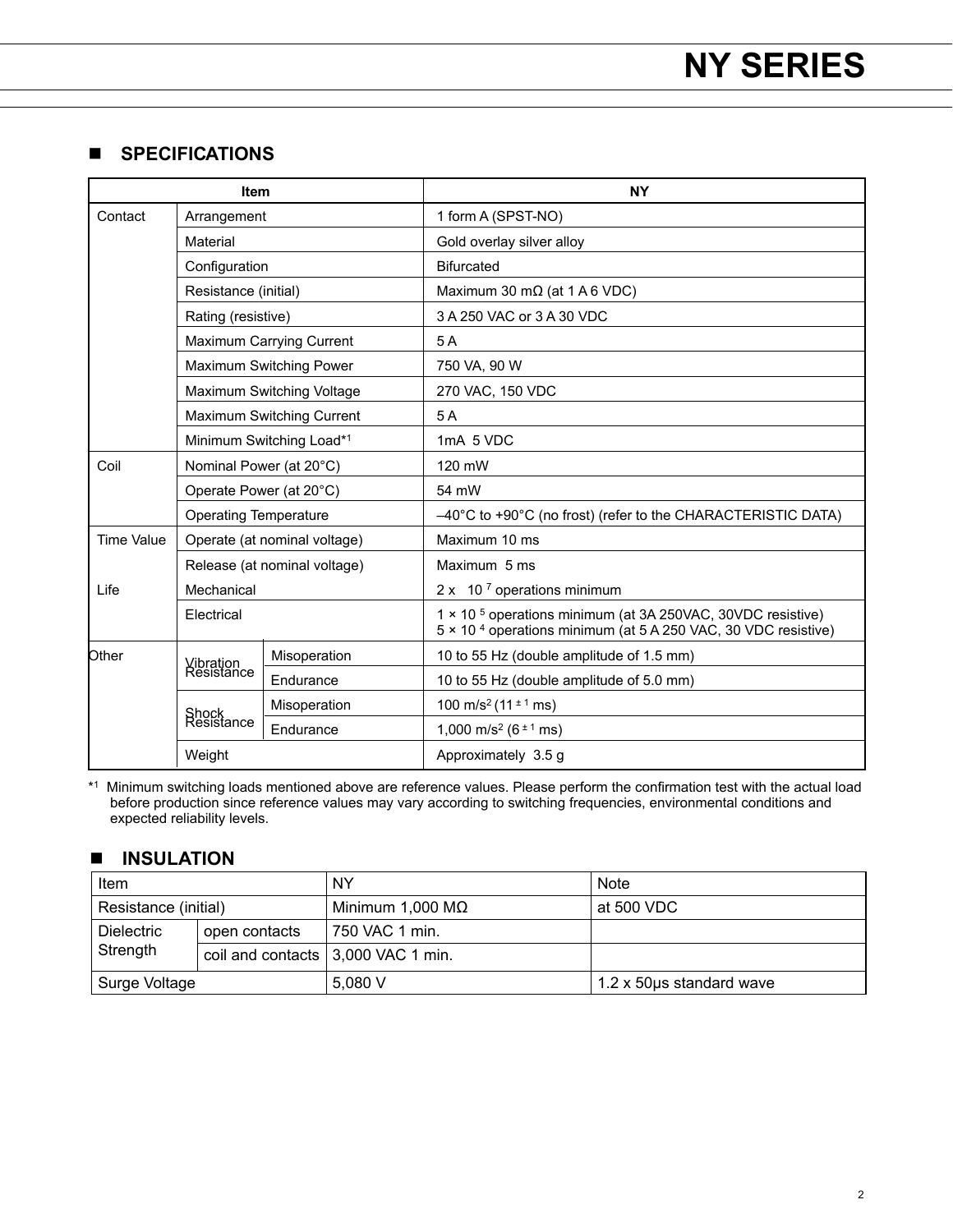## SPECIFICATIONS

| Item | | | NY |
|---|---|---|---|
| Contact | Arrangement | | 1 form A (SPST-NO) |
| | Material | | Gold overlay silver alloy |
| | Configuration | | Bifurcated |
| | Resistance (initial) | | Maximum 30 mΩ (at 1 A 6 VDC) |
| | Rating (resistive) | | 3 A 250 VAC or 3 A 30 VDC |
| | Maximum Carrying Current | | 5 A |
| | Maximum Switching Power | | 750 VA, 90 W |
| | Maximum Switching Voltage | | 270 VAC, 150 VDC |
| | Maximum Switching Current | | 5 A |
| | Minimum Switching Load*1 | | 1mA 5 VDC |
| Coil | Nominal Power (at 20°C) | | 120 mW |
| | Operate Power (at 20°C) | | 54 mW |
| | Operating Temperature | | –40°C to +90°C (no frost) (refer to the CHARACTERISTIC DATA) |
| Time Value | Operate (at nominal voltage) | | Maximum 10 ms |
| | Release (at nominal voltage) | | Maximum 5 ms |
| Life | Mechanical | | $2 \times 10^{7}$ operations minimum |
| | Electrical | | $1 \times 10^{5}$ operations minimum (at 3A 250VAC, 30VDC resistive)<br>$5 \times 10^{4}$ operations minimum (at 5 A 250 VAC, 30 VDC resistive) |
| Other | Vibration Resistance | Misoperation | 10 to 55 Hz (double amplitude of 1.5 mm) |
| | | Endurance | 10 to 55 Hz (double amplitude of 5.0 mm) |
| | Shock Resistance | Misoperation | 100 m/s² (11 ± 1 ms) |
| | | Endurance | 1,000 m/s² (6 ± 1 ms) |
| | Weight | | Approximately 3.5 g |

*1 Minimum switching loads mentioned above are reference values. Please perform the confirmation test with the actual load before production since reference values may vary according to switching frequencies, environmental conditions and expected reliability levels.

## INSULATION

| Item | | NY | Note |
|---|---|---|---|
| Resistance (initial) | | Minimum 1,000 MΩ | at 500 VDC |
| Dielectric Strength | open contacts | 750 VAC 1 min. | |
| | coil and contacts | 3,000 VAC 1 min. | |
| Surge Voltage | | 5,080 V | 1.2 x 50μs standard wave |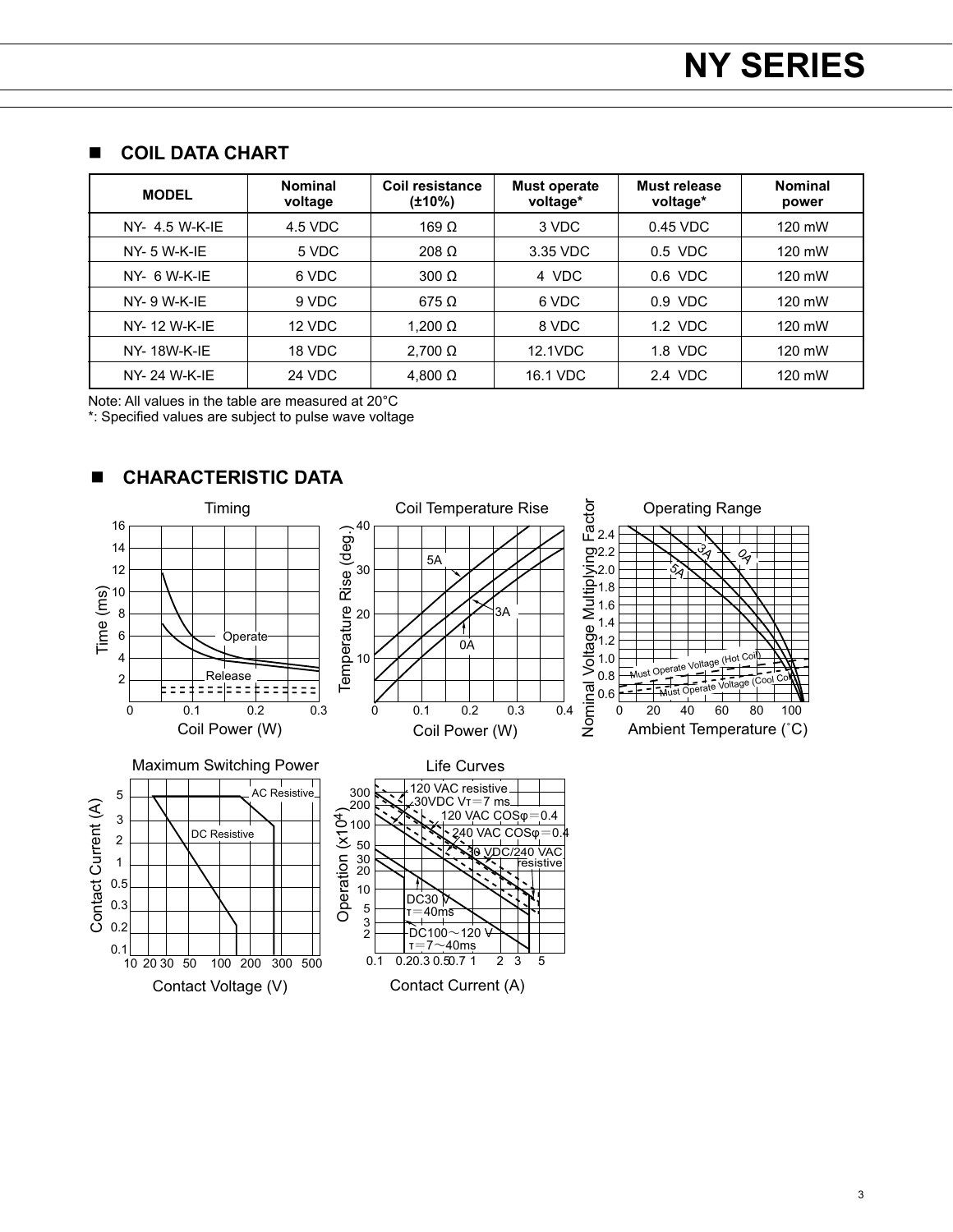## COIL DATA CHART

| MODEL | Nominal voltage | Coil resistance (±10%) | Must operate voltage* | Must release voltage* | Nominal power |
|---|---|---|---|---|---|
| NY- 4.5 W-K-IE | 4.5 VDC | 169 Ω | 3 VDC | 0.45 VDC | 120 mW |
| NY- 5 W-K-IE | 5 VDC | 208 Ω | 3.35 VDC | 0.5 VDC | 120 mW |
| NY- 6 W-K-IE | 6 VDC | 300 Ω | 4 VDC | 0.6 VDC | 120 mW |
| NY- 9 W-K-IE | 9 VDC | 675 Ω | 6 VDC | 0.9 VDC | 120 mW |
| NY- 12 W-K-IE | 12 VDC | 1,200 Ω | 8 VDC | 1.2 VDC | 120 mW |
| NY- 18W-K-IE | 18 VDC | 2,700 Ω | 12.1VDC | 1.8 VDC | 120 mW |
| NY- 24 W-K-IE | 24 VDC | 4,800 Ω | 16.1 VDC | 2.4 VDC | 120 mW |

Note: All values in the table are measured at 20°C

*: Specified values are subject to pulse wave voltage

## CHARACTERISTIC DATA

Timing

Coil Temperature Rise

Operating Range

Maximum Switching Power

Life Curves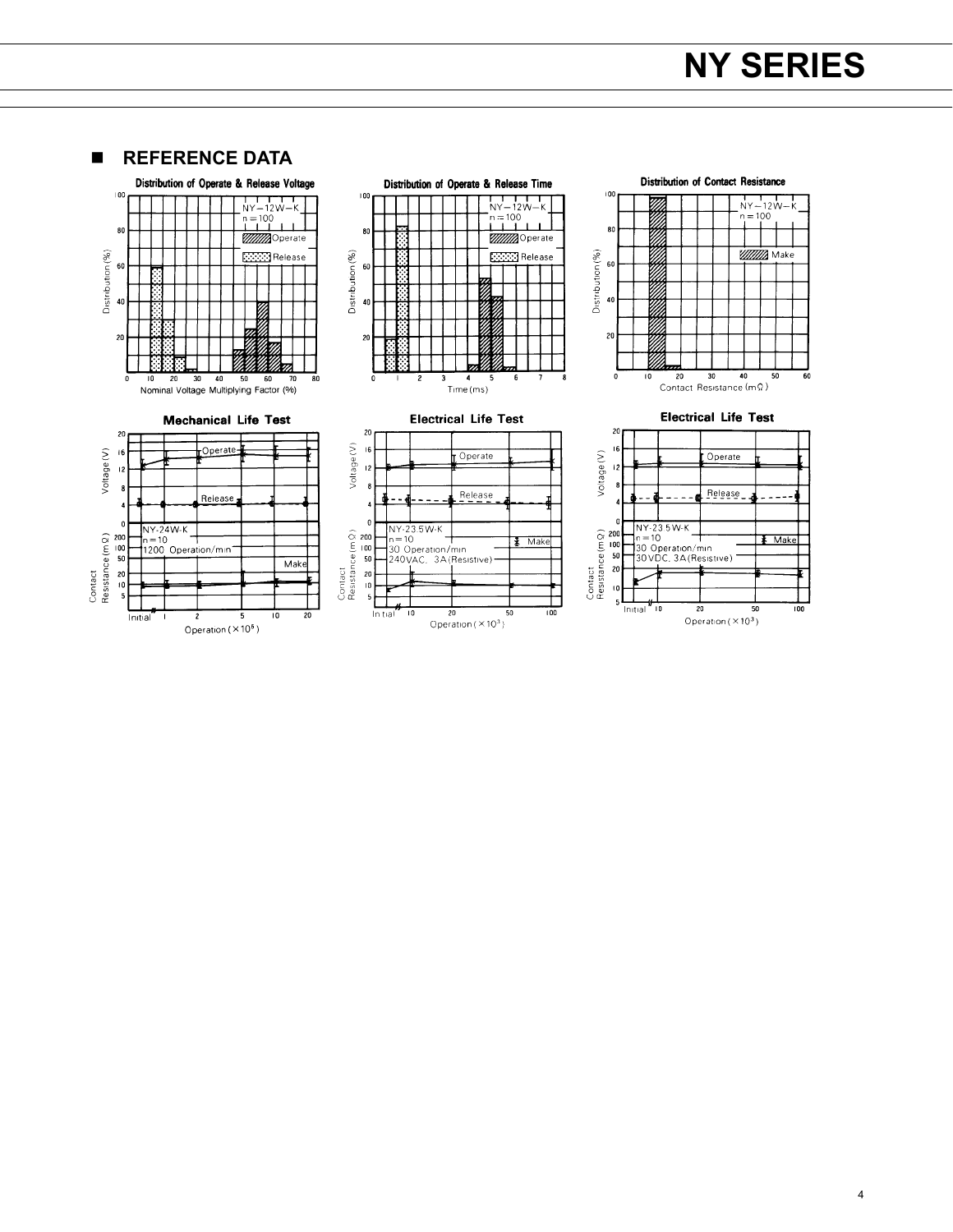## ■ REFERENCE DATA

**Distribution of Operate & Release Voltage**

NY−12W−K
n = 100

Operate

Release

Distribution (%)

Nominal Voltage Multiplying Factor (%)

**Distribution of Operate & Release Time**

NY−12W−K
n = 100

Operate

Release

Distribution (%)

Time (ms)

**Distribution of Contact Resistance**

NY−12W−K
n = 100

Make

Distribution (%)

Contact Resistance (mΩ)

**Mechanical Life Test**

Voltage (V)

Operate

Release

NY-24W-K
n = 10
1200 Operation/min

Make

Contact Resistance (mΩ)

Operation (×10⁶)

**Electrical Life Test**

Voltage (V)

Operate

Release

NY-23.5W-K
n = 10
30 Operation/min
240VAC, 3A (Resistive)

Make

Contact Resistance (mΩ)

Operation (×10³)

**Electrical Life Test**

Voltage (V)

Operate

Release

NY-23.5W-K
n = 10
30 Operation/min
30VDC, 3A (Resistive)

Make

Contact Resistance (mΩ)

Operation (×10³)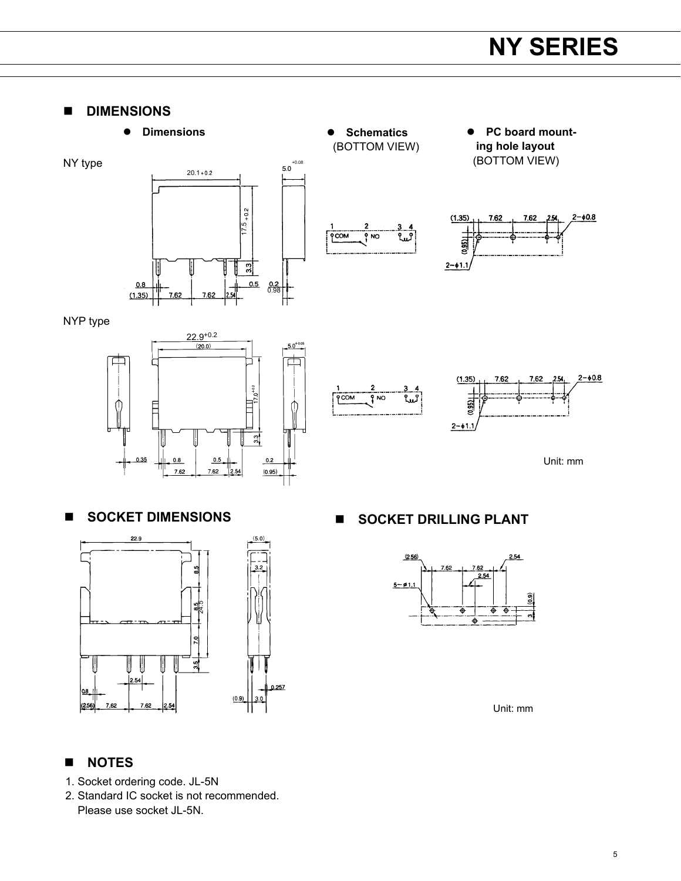## DIMENSIONS

- **Dimensions**

NY type

NYP type

- **Schematics**
  (BOTTOM VIEW)

- **PC board mounting hole layout**
  (BOTTOM VIEW)

Unit: mm

## SOCKET DIMENSIONS

## SOCKET DRILLING PLANT

Unit: mm

## NOTES

1. Socket ordering code. JL-5N
2. Standard IC socket is not recommended.
   Please use socket JL-5N.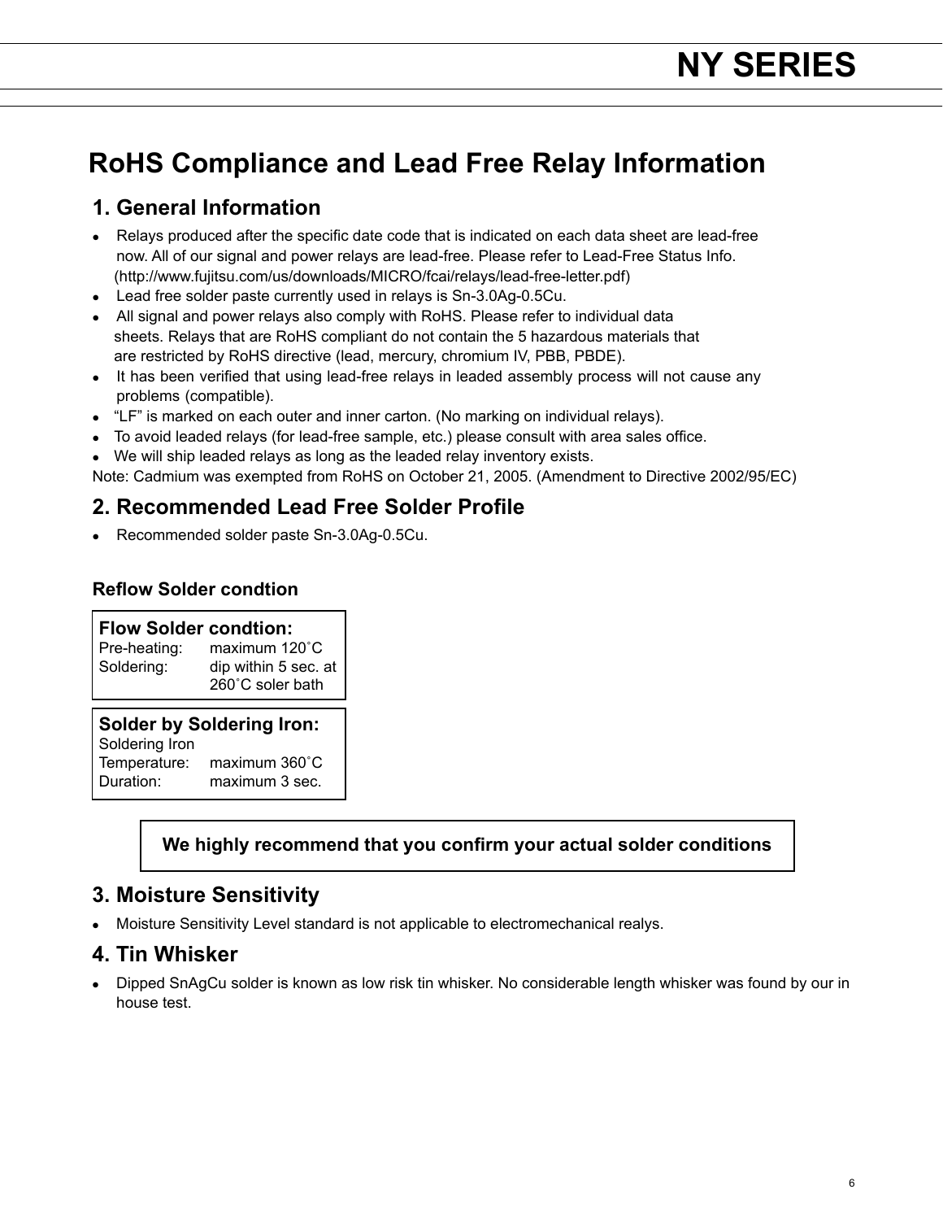# RoHS Compliance and Lead Free Relay Information

## 1. General Information

- Relays produced after the specific date code that is indicated on each data sheet are lead-free now. All of our signal and power relays are lead-free. Please refer to Lead-Free Status Info. (http://www.fujitsu.com/us/downloads/MICRO/fcai/relays/lead-free-letter.pdf)
- Lead free solder paste currently used in relays is Sn-3.0Ag-0.5Cu.
- All signal and power relays also comply with RoHS. Please refer to individual data sheets. Relays that are RoHS compliant do not contain the 5 hazardous materials that are restricted by RoHS directive (lead, mercury, chromium IV, PBB, PBDE).
- It has been verified that using lead-free relays in leaded assembly process will not cause any problems (compatible).
- “LF” is marked on each outer and inner carton. (No marking on individual relays).
- To avoid leaded relays (for lead-free sample, etc.) please consult with area sales office.
- We will ship leaded relays as long as the leaded relay inventory exists.

Note: Cadmium was exempted from RoHS on October 21, 2005. (Amendment to Directive 2002/95/EC)

## 2. Recommended Lead Free Solder Profile

- Recommended solder paste Sn-3.0Ag-0.5Cu.

### Reflow Solder condtion

**Flow Solder condtion:**

| | |
|---|---|
| Pre-heating: | maximum 120˚C |
| Soldering: | dip within 5 sec. at 260˚C soler bath |

**Solder by Soldering Iron:**

| | |
|---|---|
| Soldering Iron Temperature: | maximum 360˚C |
| Duration: | maximum 3 sec. |

**We highly recommend that you confirm your actual solder conditions**

## 3. Moisture Sensitivity

- Moisture Sensitivity Level standard is not applicable to electromechanical realys.

## 4. Tin Whisker

- Dipped SnAgCu solder is known as low risk tin whisker. No considerable length whisker was found by our in house test.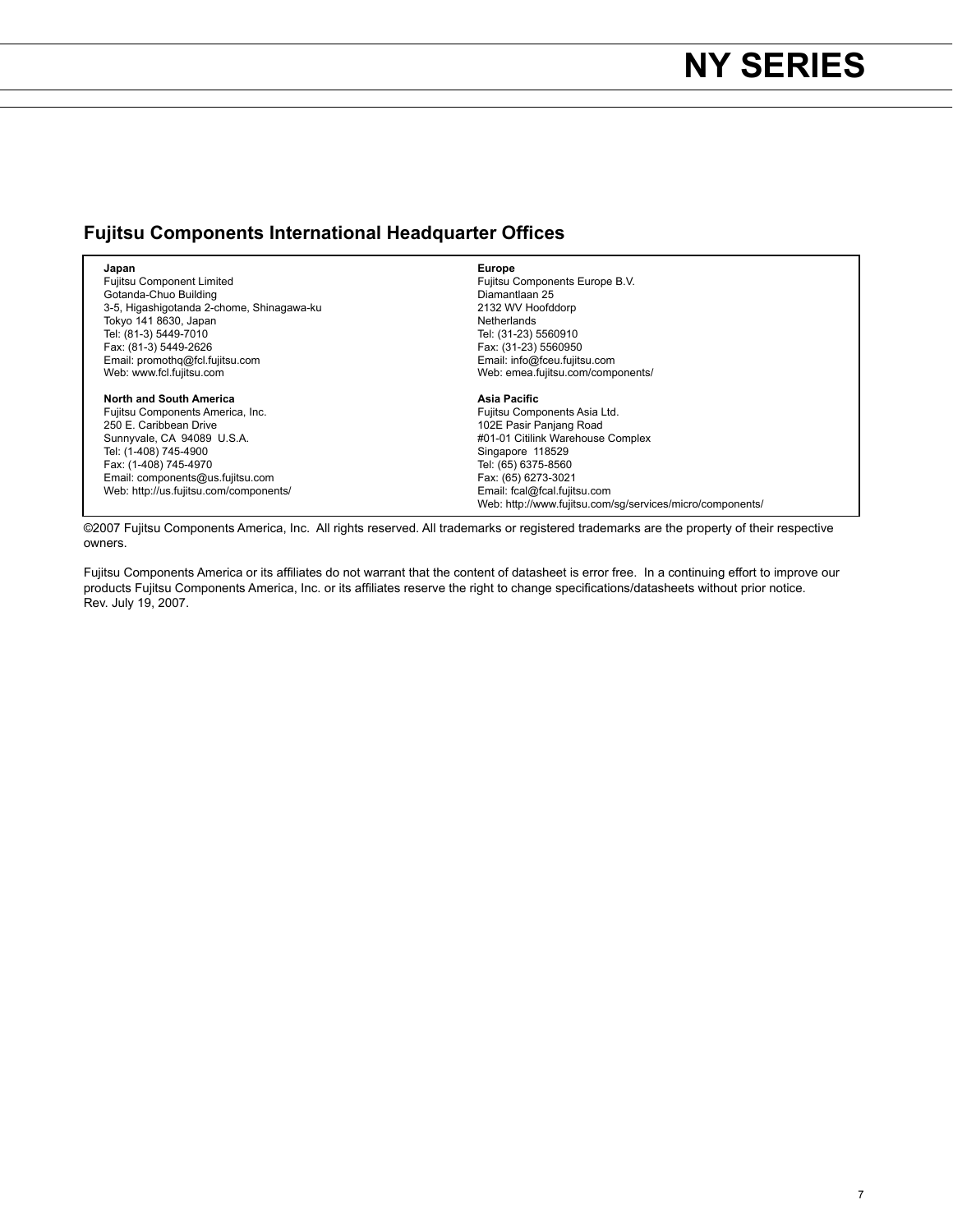## Fujitsu Components International Headquarter Offices

**Japan**
Fujitsu Component Limited
Gotanda-Chuo Building
3-5, Higashigotanda 2-chome, Shinagawa-ku
Tokyo 141 8630, Japan
Tel: (81-3) 5449-7010
Fax: (81-3) 5449-2626
Email: promothq@fcl.fujitsu.com
Web: www.fcl.fujitsu.com

**North and South America**
Fujitsu Components America, Inc.
250 E. Caribbean Drive
Sunnyvale, CA 94089 U.S.A.
Tel: (1-408) 745-4900
Fax: (1-408) 745-4970
Email: components@us.fujitsu.com
Web: http://us.fujitsu.com/components/

**Europe**
Fujitsu Components Europe B.V.
Diamantlaan 25
2132 WV Hoofddorp
Netherlands
Tel: (31-23) 5560910
Fax: (31-23) 5560950
Email: info@fceu.fujitsu.com
Web: emea.fujitsu.com/components/

**Asia Pacific**
Fujitsu Components Asia Ltd.
102E Pasir Panjang Road
#01-01 Citilink Warehouse Complex
Singapore 118529
Tel: (65) 6375-8560
Fax: (65) 6273-3021
Email: fcal@fcal.fujitsu.com
Web: http://www.fujitsu.com/sg/services/micro/components/

©2007 Fujitsu Components America, Inc. All rights reserved. All trademarks or registered trademarks are the property of their respective owners.

Fujitsu Components America or its affiliates do not warrant that the content of datasheet is error free. In a continuing effort to improve our products Fujitsu Components America, Inc. or its affiliates reserve the right to change specifications/datasheets without prior notice.
Rev. July 19, 2007.